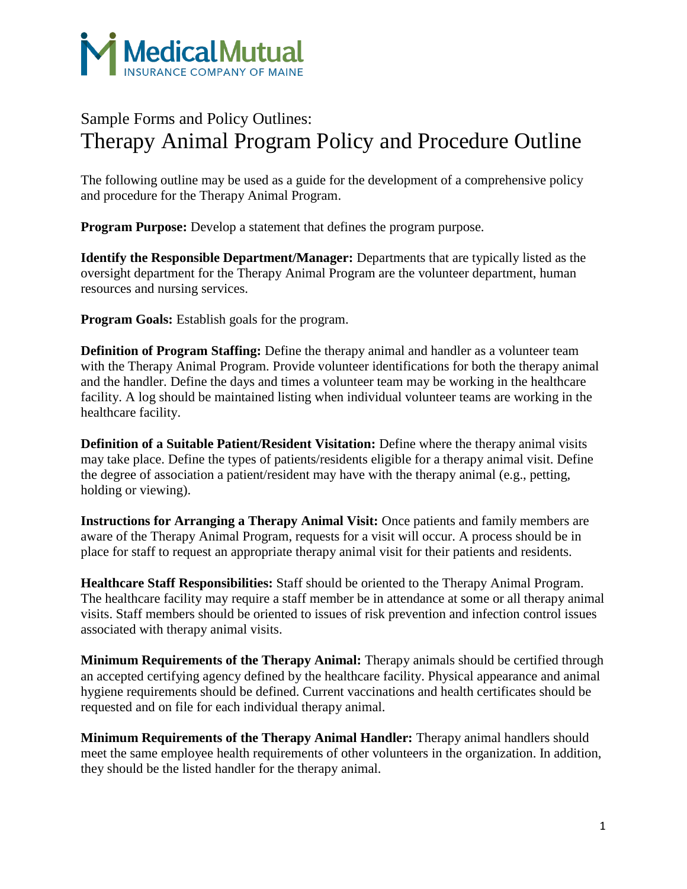MedicalMutual
INSURANCE COMPANY OF MAINE

# Sample Forms and Policy Outlines:
# Therapy Animal Program Policy and Procedure Outline

The following outline may be used as a guide for the development of a comprehensive policy and procedure for the Therapy Animal Program.

**Program Purpose:** Develop a statement that defines the program purpose.

**Identify the Responsible Department/Manager:** Departments that are typically listed as the oversight department for the Therapy Animal Program are the volunteer department, human resources and nursing services.

**Program Goals:** Establish goals for the program.

**Definition of Program Staffing:** Define the therapy animal and handler as a volunteer team with the Therapy Animal Program. Provide volunteer identifications for both the therapy animal and the handler. Define the days and times a volunteer team may be working in the healthcare facility. A log should be maintained listing when individual volunteer teams are working in the healthcare facility.

**Definition of a Suitable Patient/Resident Visitation:** Define where the therapy animal visits may take place. Define the types of patients/residents eligible for a therapy animal visit. Define the degree of association a patient/resident may have with the therapy animal (e.g., petting, holding or viewing).

**Instructions for Arranging a Therapy Animal Visit:** Once patients and family members are aware of the Therapy Animal Program, requests for a visit will occur. A process should be in place for staff to request an appropriate therapy animal visit for their patients and residents.

**Healthcare Staff Responsibilities:** Staff should be oriented to the Therapy Animal Program. The healthcare facility may require a staff member be in attendance at some or all therapy animal visits. Staff members should be oriented to issues of risk prevention and infection control issues associated with therapy animal visits.

**Minimum Requirements of the Therapy Animal:** Therapy animals should be certified through an accepted certifying agency defined by the healthcare facility. Physical appearance and animal hygiene requirements should be defined. Current vaccinations and health certificates should be requested and on file for each individual therapy animal.

**Minimum Requirements of the Therapy Animal Handler:** Therapy animal handlers should meet the same employee health requirements of other volunteers in the organization. In addition, they should be the listed handler for the therapy animal.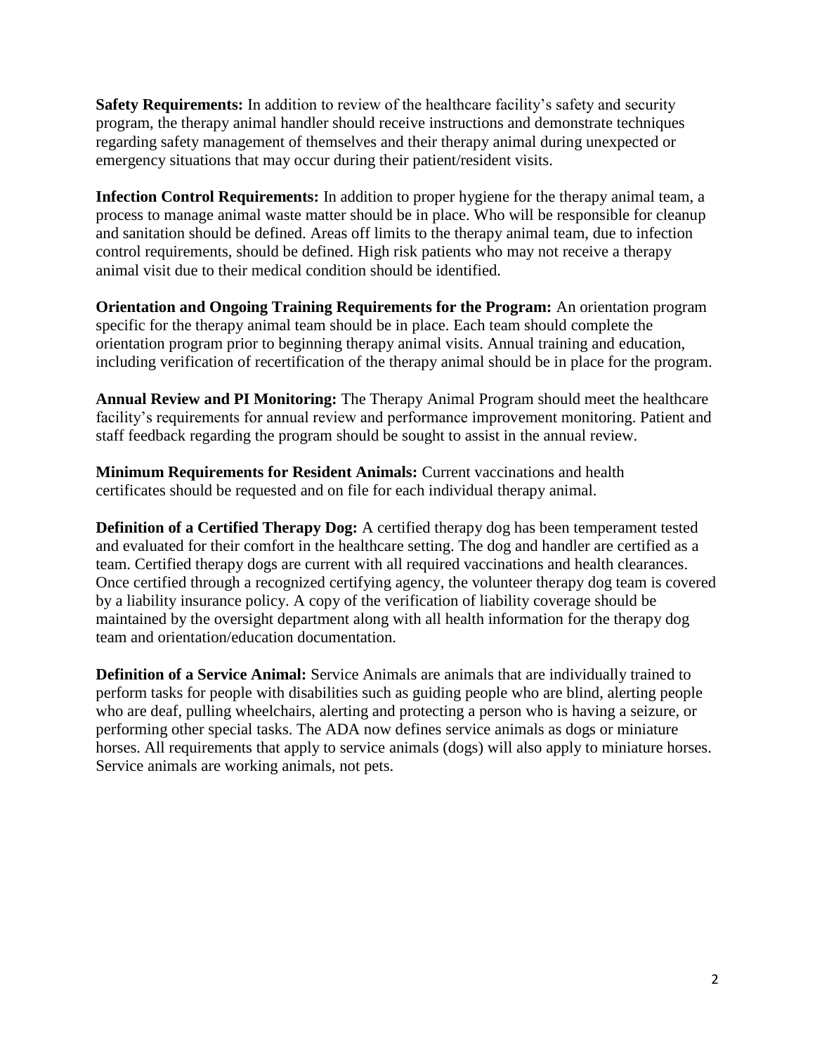**Safety Requirements:** In addition to review of the healthcare facility's safety and security program, the therapy animal handler should receive instructions and demonstrate techniques regarding safety management of themselves and their therapy animal during unexpected or emergency situations that may occur during their patient/resident visits.

**Infection Control Requirements:** In addition to proper hygiene for the therapy animal team, a process to manage animal waste matter should be in place. Who will be responsible for cleanup and sanitation should be defined. Areas off limits to the therapy animal team, due to infection control requirements, should be defined. High risk patients who may not receive a therapy animal visit due to their medical condition should be identified.

**Orientation and Ongoing Training Requirements for the Program:** An orientation program specific for the therapy animal team should be in place. Each team should complete the orientation program prior to beginning therapy animal visits. Annual training and education, including verification of recertification of the therapy animal should be in place for the program.

**Annual Review and PI Monitoring:** The Therapy Animal Program should meet the healthcare facility's requirements for annual review and performance improvement monitoring. Patient and staff feedback regarding the program should be sought to assist in the annual review.

**Minimum Requirements for Resident Animals:** Current vaccinations and health certificates should be requested and on file for each individual therapy animal.

**Definition of a Certified Therapy Dog:** A certified therapy dog has been temperament tested and evaluated for their comfort in the healthcare setting. The dog and handler are certified as a team. Certified therapy dogs are current with all required vaccinations and health clearances. Once certified through a recognized certifying agency, the volunteer therapy dog team is covered by a liability insurance policy. A copy of the verification of liability coverage should be maintained by the oversight department along with all health information for the therapy dog team and orientation/education documentation.

**Definition of a Service Animal:** Service Animals are animals that are individually trained to perform tasks for people with disabilities such as guiding people who are blind, alerting people who are deaf, pulling wheelchairs, alerting and protecting a person who is having a seizure, or performing other special tasks. The ADA now defines service animals as dogs or miniature horses. All requirements that apply to service animals (dogs) will also apply to miniature horses. Service animals are working animals, not pets.